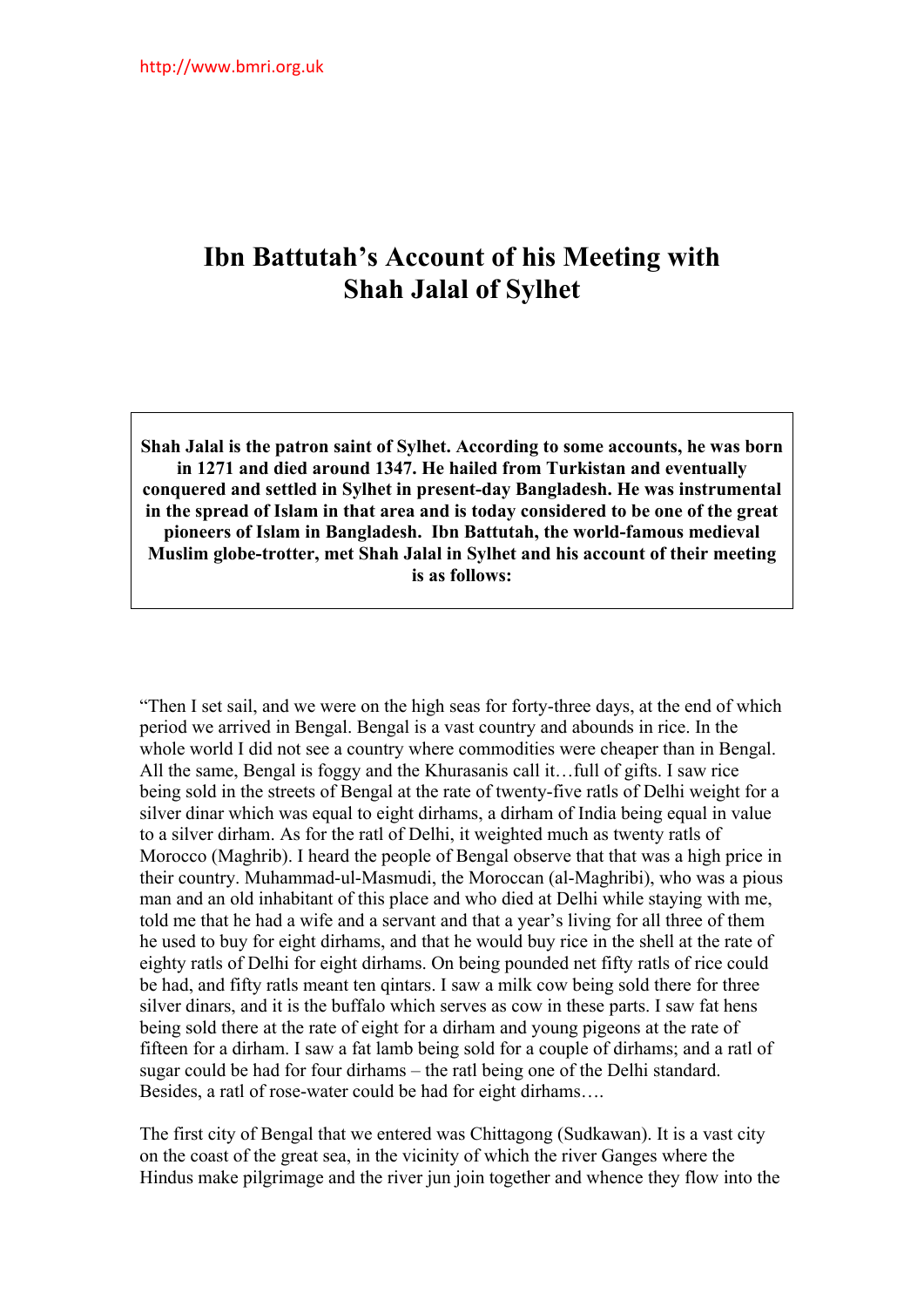http://www.bmri.org.uk

# Ibn Battutah's Account of his Meeting with Shah Jalal of Sylhet

**Shah Jalal is the patron saint of Sylhet. According to some accounts, he was born in 1271 and died around 1347. He hailed from Turkistan and eventually conquered and settled in Sylhet in present-day Bangladesh. He was instrumental in the spread of Islam in that area and is today considered to be one of the great pioneers of Islam in Bangladesh. Ibn Battutah, the world-famous medieval Muslim globe-trotter, met Shah Jalal in Sylhet and his account of their meeting is as follows:**

"Then I set sail, and we were on the high seas for forty-three days, at the end of which period we arrived in Bengal. Bengal is a vast country and abounds in rice. In the whole world I did not see a country where commodities were cheaper than in Bengal. All the same, Bengal is foggy and the Khurasanis call it…full of gifts. I saw rice being sold in the streets of Bengal at the rate of twenty-five ratls of Delhi weight for a silver dinar which was equal to eight dirhams, a dirham of India being equal in value to a silver dirham. As for the ratl of Delhi, it weighted much as twenty ratls of Morocco (Maghrib). I heard the people of Bengal observe that that was a high price in their country. Muhammad-ul-Masmudi, the Moroccan (al-Maghribi), who was a pious man and an old inhabitant of this place and who died at Delhi while staying with me, told me that he had a wife and a servant and that a year's living for all three of them he used to buy for eight dirhams, and that he would buy rice in the shell at the rate of eighty ratls of Delhi for eight dirhams. On being pounded net fifty ratls of rice could be had, and fifty ratls meant ten qintars. I saw a milk cow being sold there for three silver dinars, and it is the buffalo which serves as cow in these parts. I saw fat hens being sold there at the rate of eight for a dirham and young pigeons at the rate of fifteen for a dirham. I saw a fat lamb being sold for a couple of dirhams; and a ratl of sugar could be had for four dirhams – the ratl being one of the Delhi standard. Besides, a ratl of rose-water could be had for eight dirhams….

The first city of Bengal that we entered was Chittagong (Sudkawan). It is a vast city on the coast of the great sea, in the vicinity of which the river Ganges where the Hindus make pilgrimage and the river jun join together and whence they flow into the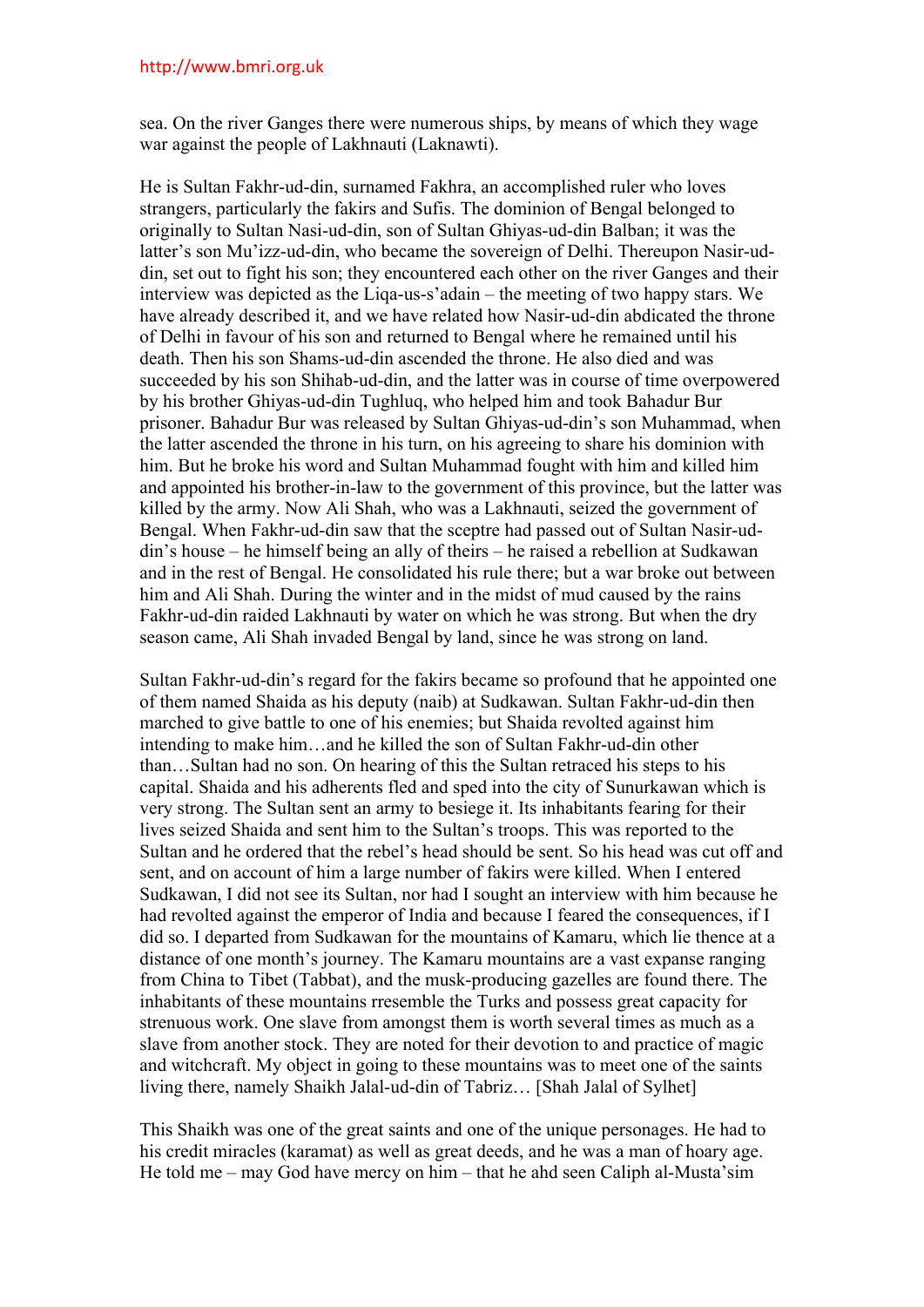sea. On the river Ganges there were numerous ships, by means of which they wage war against the people of Lakhnauti (Laknawti).

He is Sultan Fakhr-ud-din, surnamed Fakhra, an accomplished ruler who loves strangers, particularly the fakirs and Sufis. The dominion of Bengal belonged to originally to Sultan Nasi-ud-din, son of Sultan Ghiyas-ud-din Balban; it was the latter's son Mu'izz-ud-din, who became the sovereign of Delhi. Thereupon Nasir-ud-din, set out to fight his son; they encountered each other on the river Ganges and their interview was depicted as the Liqa-us-s'adain – the meeting of two happy stars. We have already described it, and we have related how Nasir-ud-din abdicated the throne of Delhi in favour of his son and returned to Bengal where he remained until his death. Then his son Shams-ud-din ascended the throne. He also died and was succeeded by his son Shihab-ud-din, and the latter was in course of time overpowered by his brother Ghiyas-ud-din Tughluq, who helped him and took Bahadur Bur prisoner. Bahadur Bur was released by Sultan Ghiyas-ud-din's son Muhammad, when the latter ascended the throne in his turn, on his agreeing to share his dominion with him. But he broke his word and Sultan Muhammad fought with him and killed him and appointed his brother-in-law to the government of this province, but the latter was killed by the army. Now Ali Shah, who was a Lakhnauti, seized the government of Bengal. When Fakhr-ud-din saw that the sceptre had passed out of Sultan Nasir-ud-din's house – he himself being an ally of theirs – he raised a rebellion at Sudkawan and in the rest of Bengal. He consolidated his rule there; but a war broke out between him and Ali Shah. During the winter and in the midst of mud caused by the rains Fakhr-ud-din raided Lakhnauti by water on which he was strong. But when the dry season came, Ali Shah invaded Bengal by land, since he was strong on land.

Sultan Fakhr-ud-din's regard for the fakirs became so profound that he appointed one of them named Shaida as his deputy (naib) at Sudkawan. Sultan Fakhr-ud-din then marched to give battle to one of his enemies; but Shaida revolted against him intending to make him…and he killed the son of Sultan Fakhr-ud-din other than…Sultan had no son. On hearing of this the Sultan retraced his steps to his capital. Shaida and his adherents fled and sped into the city of Sunurkawan which is very strong. The Sultan sent an army to besiege it. Its inhabitants fearing for their lives seized Shaida and sent him to the Sultan's troops. This was reported to the Sultan and he ordered that the rebel's head should be sent. So his head was cut off and sent, and on account of him a large number of fakirs were killed. When I entered Sudkawan, I did not see its Sultan, nor had I sought an interview with him because he had revolted against the emperor of India and because I feared the consequences, if I did so. I departed from Sudkawan for the mountains of Kamaru, which lie thence at a distance of one month's journey. The Kamaru mountains are a vast expanse ranging from China to Tibet (Tabbat), and the musk-producing gazelles are found there. The inhabitants of these mountains rresemble the Turks and possess great capacity for strenuous work. One slave from amongst them is worth several times as much as a slave from another stock. They are noted for their devotion to and practice of magic and witchcraft. My object in going to these mountains was to meet one of the saints living there, namely Shaikh Jalal-ud-din of Tabriz… [Shah Jalal of Sylhet]

This Shaikh was one of the great saints and one of the unique personages. He had to his credit miracles (karamat) as well as great deeds, and he was a man of hoary age. He told me – may God have mercy on him – that he ahd seen Caliph al-Musta'sim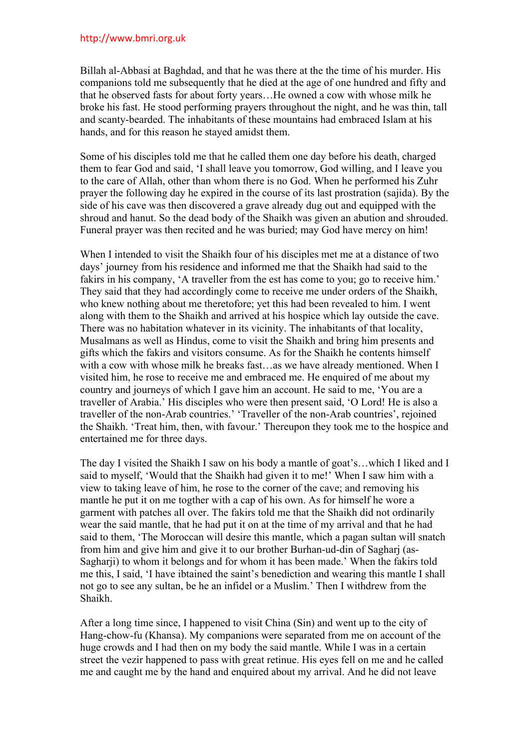Billah al-Abbasi at Baghdad, and that he was there at the the time of his murder. His companions told me subsequently that he died at the age of one hundred and fifty and that he observed fasts for about forty years…He owned a cow with whose milk he broke his fast. He stood performing prayers throughout the night, and he was thin, tall and scanty-bearded. The inhabitants of these mountains had embraced Islam at his hands, and for this reason he stayed amidst them.

Some of his disciples told me that he called them one day before his death, charged them to fear God and said, 'I shall leave you tomorrow, God willing, and I leave you to the care of Allah, other than whom there is no God. When he performed his Zuhr prayer the following day he expired in the course of its last prostration (sajida). By the side of his cave was then discovered a grave already dug out and equipped with the shroud and hanut. So the dead body of the Shaikh was given an abution and shrouded. Funeral prayer was then recited and he was buried; may God have mercy on him!

When I intended to visit the Shaikh four of his disciples met me at a distance of two days' journey from his residence and informed me that the Shaikh had said to the fakirs in his company, 'A traveller from the est has come to you; go to receive him.' They said that they had accordingly come to receive me under orders of the Shaikh, who knew nothing about me theretofore; yet this had been revealed to him. I went along with them to the Shaikh and arrived at his hospice which lay outside the cave. There was no habitation whatever in its vicinity. The inhabitants of that locality, Musalmans as well as Hindus, come to visit the Shaikh and bring him presents and gifts which the fakirs and visitors consume. As for the Shaikh he contents himself with a cow with whose milk he breaks fast…as we have already mentioned. When I visited him, he rose to receive me and embraced me. He enquired of me about my country and journeys of which I gave him an account. He said to me, 'You are a traveller of Arabia.' His disciples who were then present said, 'O Lord! He is also a traveller of the non-Arab countries.' 'Traveller of the non-Arab countries', rejoined the Shaikh. 'Treat him, then, with favour.' Thereupon they took me to the hospice and entertained me for three days.

The day I visited the Shaikh I saw on his body a mantle of goat's…which I liked and I said to myself, 'Would that the Shaikh had given it to me!' When I saw him with a view to taking leave of him, he rose to the corner of the cave; and removing his mantle he put it on me togther with a cap of his own. As for himself he wore a garment with patches all over. The fakirs told me that the Shaikh did not ordinarily wear the said mantle, that he had put it on at the time of my arrival and that he had said to them, 'The Moroccan will desire this mantle, which a pagan sultan will snatch from him and give him and give it to our brother Burhan-ud-din of Sagharj (as-Sagharji) to whom it belongs and for whom it has been made.' When the fakirs told me this, I said, 'I have ibtained the saint's benediction and wearing this mantle I shall not go to see any sultan, be he an infidel or a Muslim.' Then I withdrew from the Shaikh.

After a long time since, I happened to visit China (Sin) and went up to the city of Hang-chow-fu (Khansa). My companions were separated from me on account of the huge crowds and I had then on my body the said mantle. While I was in a certain street the vezir happened to pass with great retinue. His eyes fell on me and he called me and caught me by the hand and enquired about my arrival. And he did not leave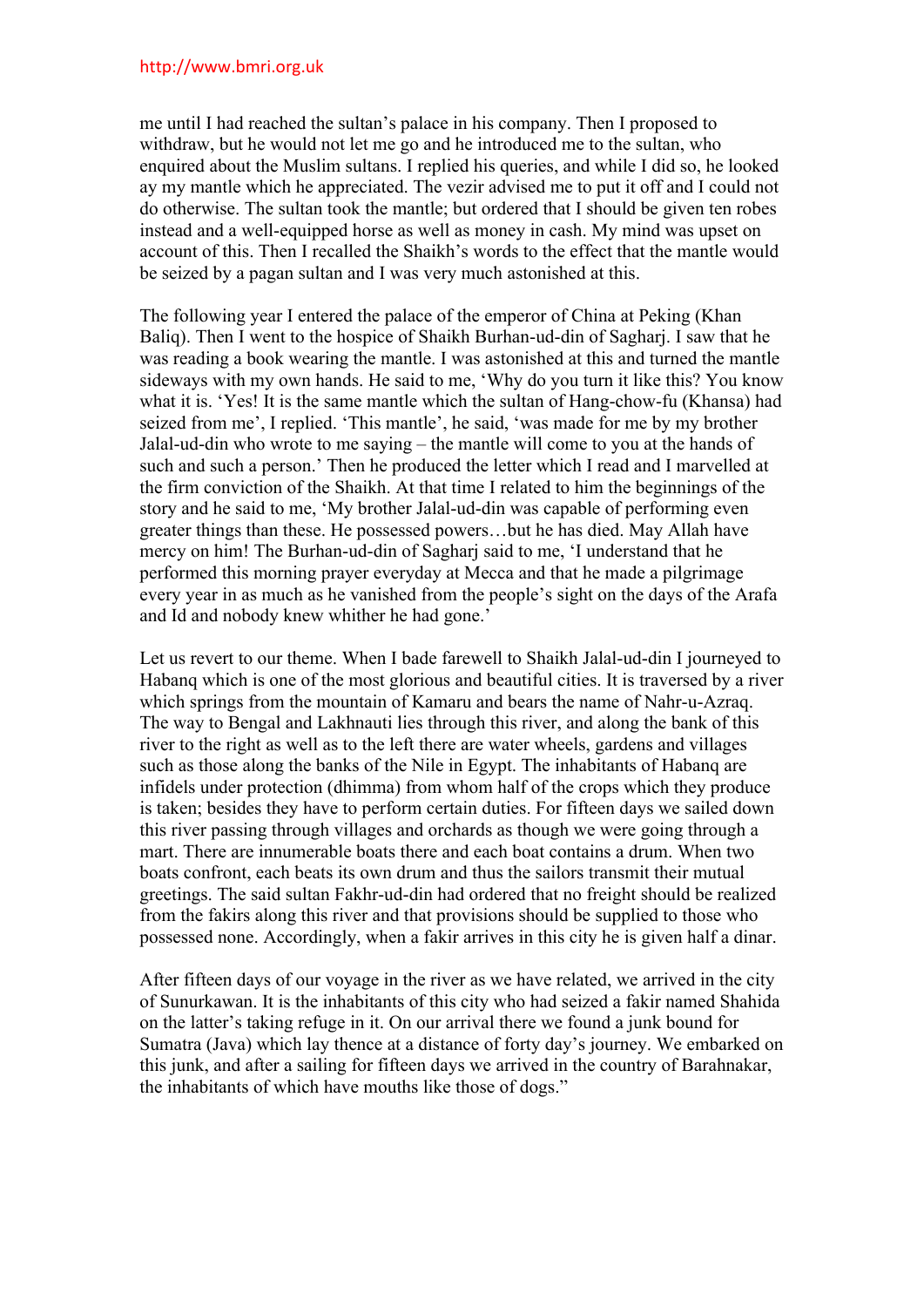me until I had reached the sultan's palace in his company. Then I proposed to withdraw, but he would not let me go and he introduced me to the sultan, who enquired about the Muslim sultans. I replied his queries, and while I did so, he looked ay my mantle which he appreciated. The vezir advised me to put it off and I could not do otherwise. The sultan took the mantle; but ordered that I should be given ten robes instead and a well-equipped horse as well as money in cash. My mind was upset on account of this. Then I recalled the Shaikh's words to the effect that the mantle would be seized by a pagan sultan and I was very much astonished at this.

The following year I entered the palace of the emperor of China at Peking (Khan Baliq). Then I went to the hospice of Shaikh Burhan-ud-din of Sagharj. I saw that he was reading a book wearing the mantle. I was astonished at this and turned the mantle sideways with my own hands. He said to me, 'Why do you turn it like this? You know what it is. 'Yes! It is the same mantle which the sultan of Hang-chow-fu (Khansa) had seized from me', I replied. 'This mantle', he said, 'was made for me by my brother Jalal-ud-din who wrote to me saying – the mantle will come to you at the hands of such and such a person.' Then he produced the letter which I read and I marvelled at the firm conviction of the Shaikh. At that time I related to him the beginnings of the story and he said to me, 'My brother Jalal-ud-din was capable of performing even greater things than these. He possessed powers…but he has died. May Allah have mercy on him! The Burhan-ud-din of Sagharj said to me, 'I understand that he performed this morning prayer everyday at Mecca and that he made a pilgrimage every year in as much as he vanished from the people's sight on the days of the Arafa and Id and nobody knew whither he had gone.'

Let us revert to our theme. When I bade farewell to Shaikh Jalal-ud-din I journeyed to Habanq which is one of the most glorious and beautiful cities. It is traversed by a river which springs from the mountain of Kamaru and bears the name of Nahr-u-Azraq. The way to Bengal and Lakhnauti lies through this river, and along the bank of this river to the right as well as to the left there are water wheels, gardens and villages such as those along the banks of the Nile in Egypt. The inhabitants of Habanq are infidels under protection (dhimma) from whom half of the crops which they produce is taken; besides they have to perform certain duties. For fifteen days we sailed down this river passing through villages and orchards as though we were going through a mart. There are innumerable boats there and each boat contains a drum. When two boats confront, each beats its own drum and thus the sailors transmit their mutual greetings. The said sultan Fakhr-ud-din had ordered that no freight should be realized from the fakirs along this river and that provisions should be supplied to those who possessed none. Accordingly, when a fakir arrives in this city he is given half a dinar.

After fifteen days of our voyage in the river as we have related, we arrived in the city of Sunurkawan. It is the inhabitants of this city who had seized a fakir named Shahida on the latter's taking refuge in it. On our arrival there we found a junk bound for Sumatra (Java) which lay thence at a distance of forty day's journey. We embarked on this junk, and after a sailing for fifteen days we arrived in the country of Barahnakar, the inhabitants of which have mouths like those of dogs."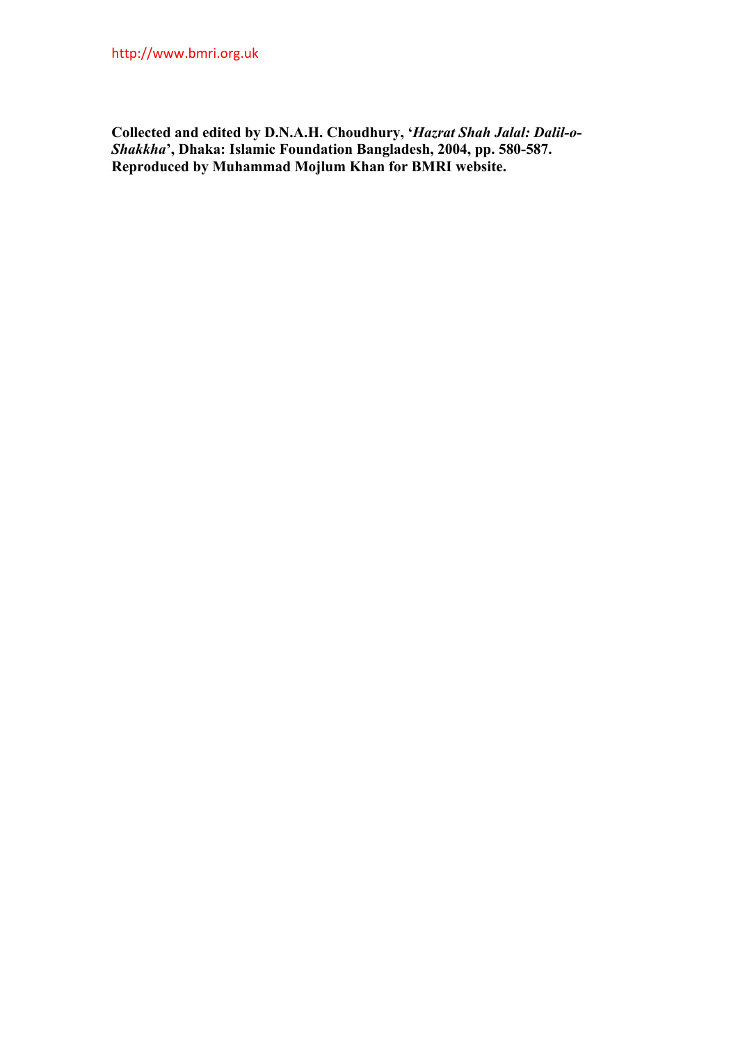http://www.bmri.org.uk

**Collected and edited by D.N.A.H. Choudhury, '*Hazrat Shah Jalal: Dalil-o-Shakkha*', Dhaka: Islamic Foundation Bangladesh, 2004, pp. 580-587. Reproduced by Muhammad Mojlum Khan for BMRI website.**